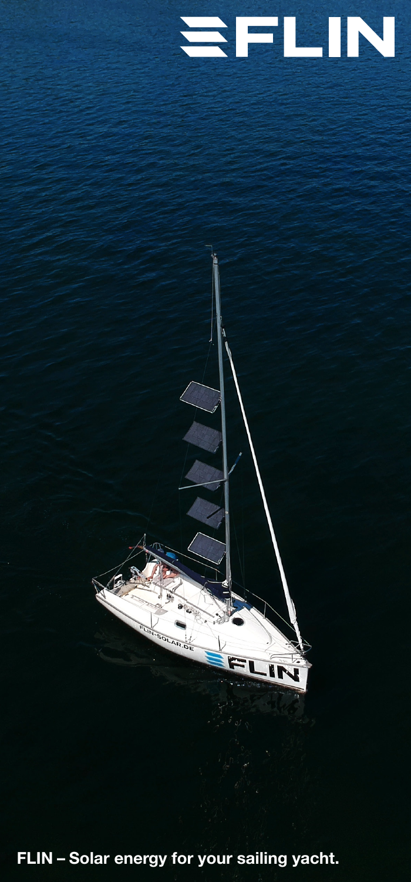# FLIN

**FLIN – Solar energy for your sailing yacht.**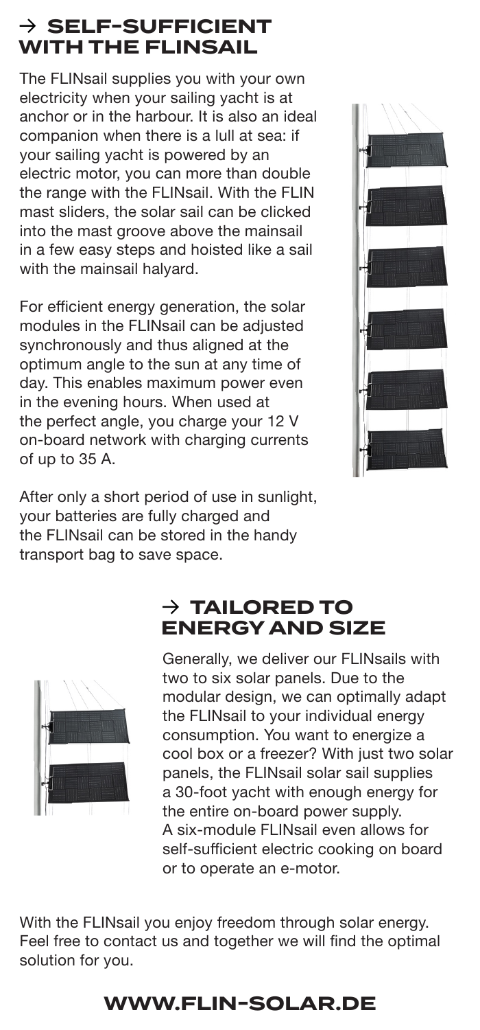## → SELF-SUFFICIENT WITH THE FLINSAIL

The FLINsail supplies you with your own electricity when your sailing yacht is at anchor or in the harbour. It is also an ideal companion when there is a lull at sea: if your sailing yacht is powered by an electric motor, you can more than double the range with the FLINsail. With the FLIN mast sliders, the solar sail can be clicked into the mast groove above the mainsail in a few easy steps and hoisted like a sail with the mainsail halyard.

For efficient energy generation, the solar modules in the FLINsail can be adjusted synchronously and thus aligned at the optimum angle to the sun at any time of day. This enables maximum power even in the evening hours. When used at the perfect angle, you charge your 12 V on-board network with charging currents of up to 35 A.

After only a short period of use in sunlight, your batteries are fully charged and the FLINsail can be stored in the handy transport bag to save space.

## → TAILORED TO ENERGY AND SIZE

Generally, we deliver our FLINsails with two to six solar panels. Due to the modular design, we can optimally adapt the FLINsail to your individual energy consumption. You want to energize a cool box or a freezer? With just two solar panels, the FLINsail solar sail supplies a 30-foot yacht with enough energy for the entire on-board power supply. A six-module FLINsail even allows for self-sufficient electric cooking on board or to operate an e-motor.

With the FLINsail you enjoy freedom through solar energy. Feel free to contact us and together we will find the optimal solution for you.

## WWW.FLIN-SOLAR.DE